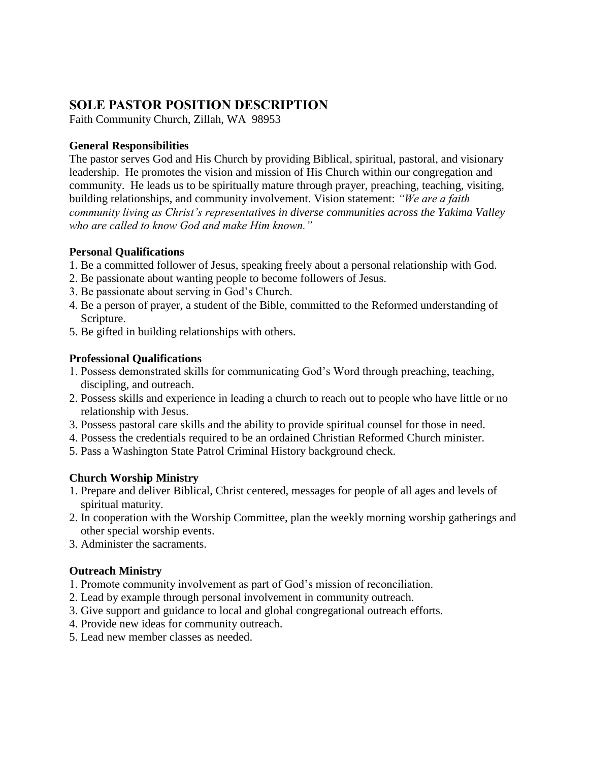# SOLE PASTOR POSITION DESCRIPTION

Faith Community Church, Zillah, WA  98953

**General Responsibilities**

The pastor serves God and His Church by providing Biblical, spiritual, pastoral, and visionary leadership. He promotes the vision and mission of His Church within our congregation and community. He leads us to be spiritually mature through prayer, preaching, teaching, visiting, building relationships, and community involvement. Vision statement: *"We are a faith community living as Christ's representatives in diverse communities across the Yakima Valley who are called to know God and make Him known."*

**Personal Qualifications**

1. Be a committed follower of Jesus, speaking freely about a personal relationship with God.
2. Be passionate about wanting people to become followers of Jesus.
3. Be passionate about serving in God's Church.
4. Be a person of prayer, a student of the Bible, committed to the Reformed understanding of Scripture.
5. Be gifted in building relationships with others.

**Professional Qualifications**

1. Possess demonstrated skills for communicating God's Word through preaching, teaching, discipling, and outreach.
2. Possess skills and experience in leading a church to reach out to people who have little or no relationship with Jesus.
3. Possess pastoral care skills and the ability to provide spiritual counsel for those in need.
4. Possess the credentials required to be an ordained Christian Reformed Church minister.
5. Pass a Washington State Patrol Criminal History background check.

**Church Worship Ministry**

1. Prepare and deliver Biblical, Christ centered, messages for people of all ages and levels of spiritual maturity.
2. In cooperation with the Worship Committee, plan the weekly morning worship gatherings and other special worship events.
3. Administer the sacraments.

**Outreach Ministry**

1. Promote community involvement as part of God's mission of reconciliation.
2. Lead by example through personal involvement in community outreach.
3. Give support and guidance to local and global congregational outreach efforts.
4. Provide new ideas for community outreach.
5. Lead new member classes as needed.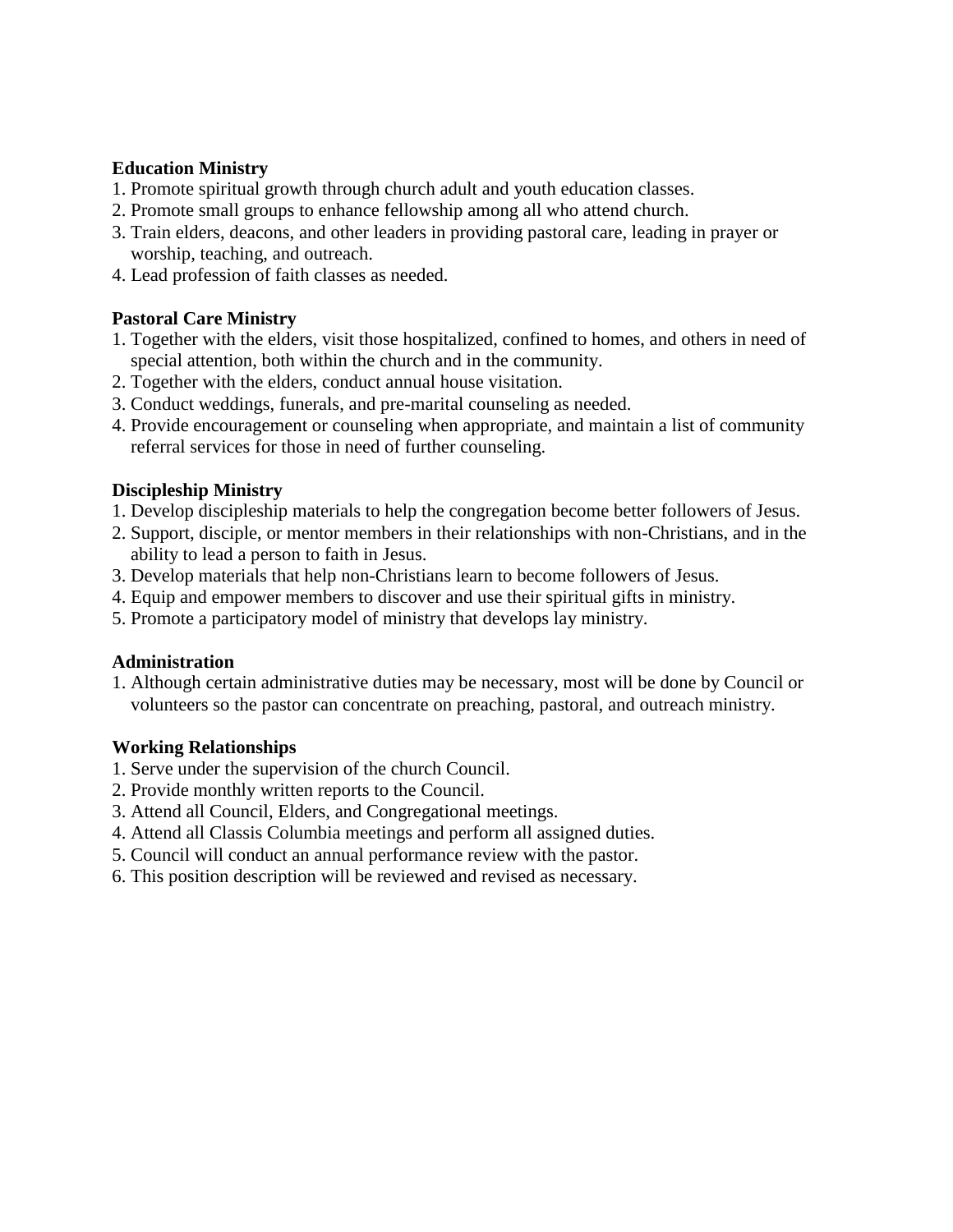**Education Ministry**

1. Promote spiritual growth through church adult and youth education classes.
2. Promote small groups to enhance fellowship among all who attend church.
3. Train elders, deacons, and other leaders in providing pastoral care, leading in prayer or worship, teaching, and outreach.
4. Lead profession of faith classes as needed.

**Pastoral Care Ministry**

1. Together with the elders, visit those hospitalized, confined to homes, and others in need of special attention, both within the church and in the community.
2. Together with the elders, conduct annual house visitation.
3. Conduct weddings, funerals, and pre-marital counseling as needed.
4. Provide encouragement or counseling when appropriate, and maintain a list of community referral services for those in need of further counseling.

**Discipleship Ministry**

1. Develop discipleship materials to help the congregation become better followers of Jesus.
2. Support, disciple, or mentor members in their relationships with non-Christians, and in the ability to lead a person to faith in Jesus.
3. Develop materials that help non-Christians learn to become followers of Jesus.
4. Equip and empower members to discover and use their spiritual gifts in ministry.
5. Promote a participatory model of ministry that develops lay ministry.

**Administration**

1. Although certain administrative duties may be necessary, most will be done by Council or volunteers so the pastor can concentrate on preaching, pastoral, and outreach ministry.

**Working Relationships**

1. Serve under the supervision of the church Council.
2. Provide monthly written reports to the Council.
3. Attend all Council, Elders, and Congregational meetings.
4. Attend all Classis Columbia meetings and perform all assigned duties.
5. Council will conduct an annual performance review with the pastor.
6. This position description will be reviewed and revised as necessary.